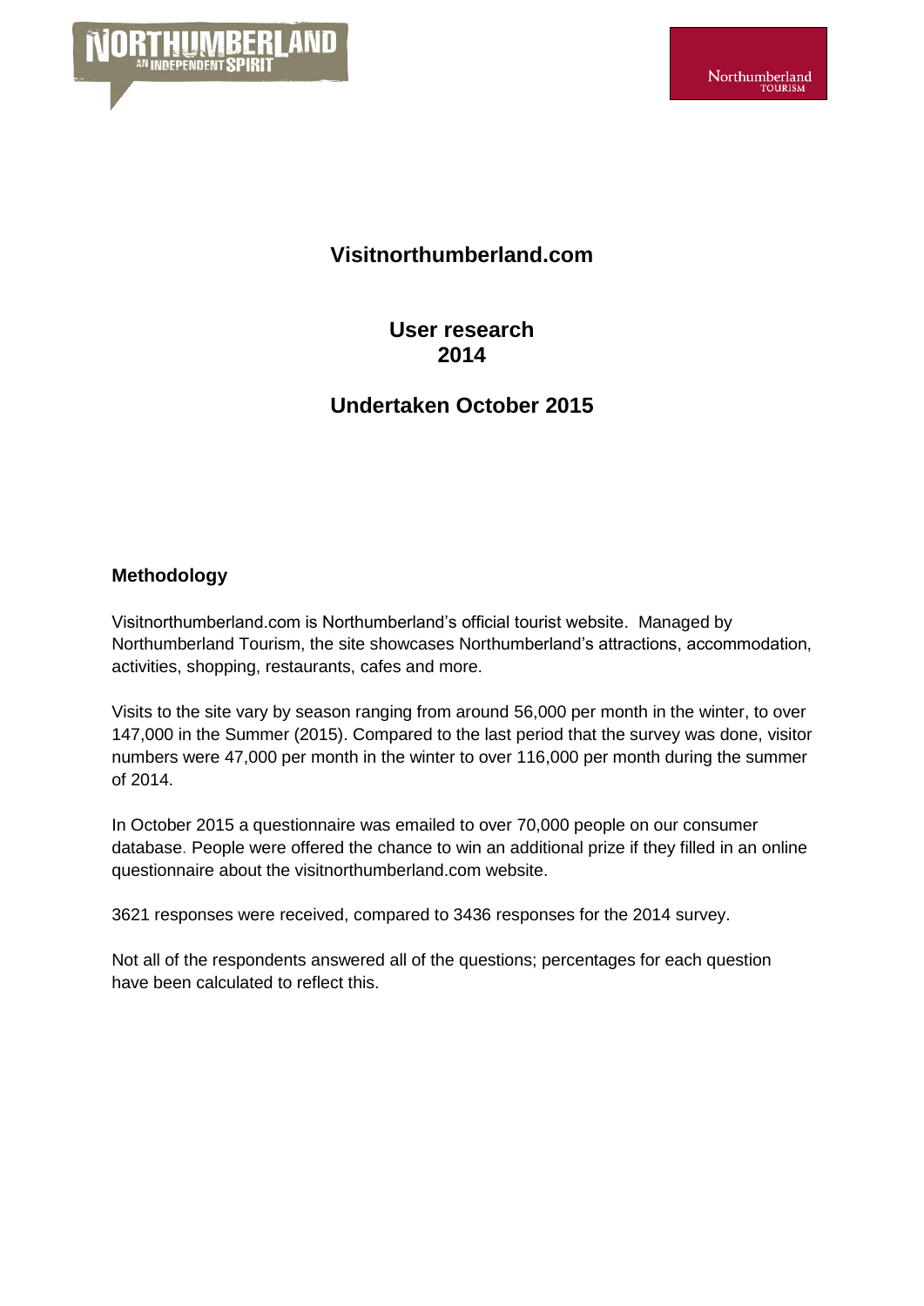# Visitnorthumberland.com

## User research 2014

## Undertaken October 2015

### Methodology

Visitnorthumberland.com is Northumberland's official tourist website. Managed by Northumberland Tourism, the site showcases Northumberland's attractions, accommodation, activities, shopping, restaurants, cafes and more.

Visits to the site vary by season ranging from around 56,000 per month in the winter, to over 147,000 in the Summer (2015). Compared to the last period that the survey was done, visitor numbers were 47,000 per month in the winter to over 116,000 per month during the summer of 2014.

In October 2015 a questionnaire was emailed to over 70,000 people on our consumer database. People were offered the chance to win an additional prize if they filled in an online questionnaire about the visitnorthumberland.com website.

3621 responses were received, compared to 3436 responses for the 2014 survey.

Not all of the respondents answered all of the questions; percentages for each question have been calculated to reflect this.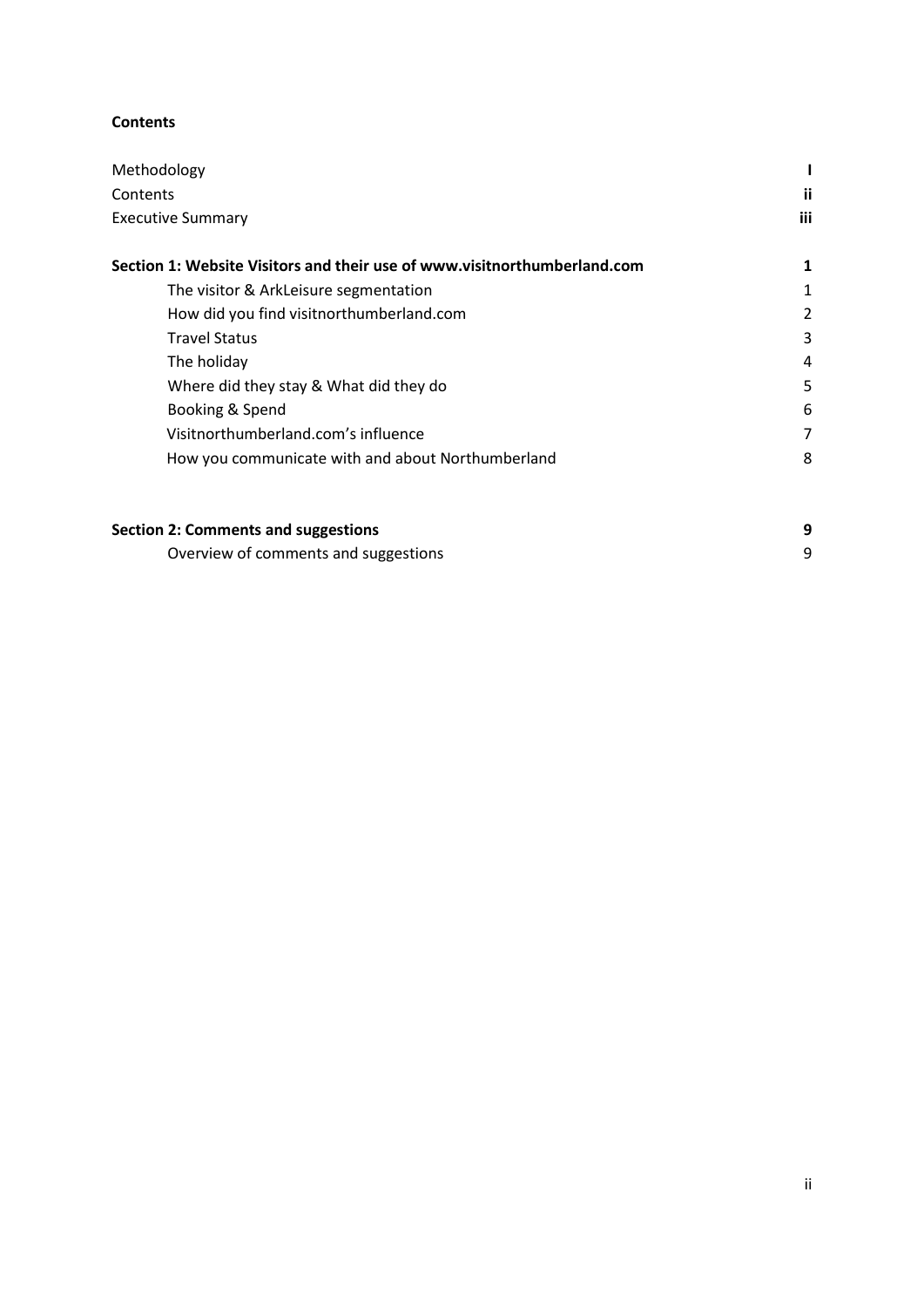**Contents**

| | |
|---|---|
| Methodology | I |
| Contents | ii |
| Executive Summary | iii |
| **Section 1: Website Visitors and their use of www.visitnorthumberland.com** | **1** |
| The visitor & ArkLeisure segmentation | 1 |
| How did you find visitnorthumberland.com | 2 |
| Travel Status | 3 |
| The holiday | 4 |
| Where did they stay & What did they do | 5 |
| Booking & Spend | 6 |
| Visitnorthumberland.com's influence | 7 |
| How you communicate with and about Northumberland | 8 |
| **Section 2: Comments and suggestions** | **9** |
| Overview of comments and suggestions | 9 |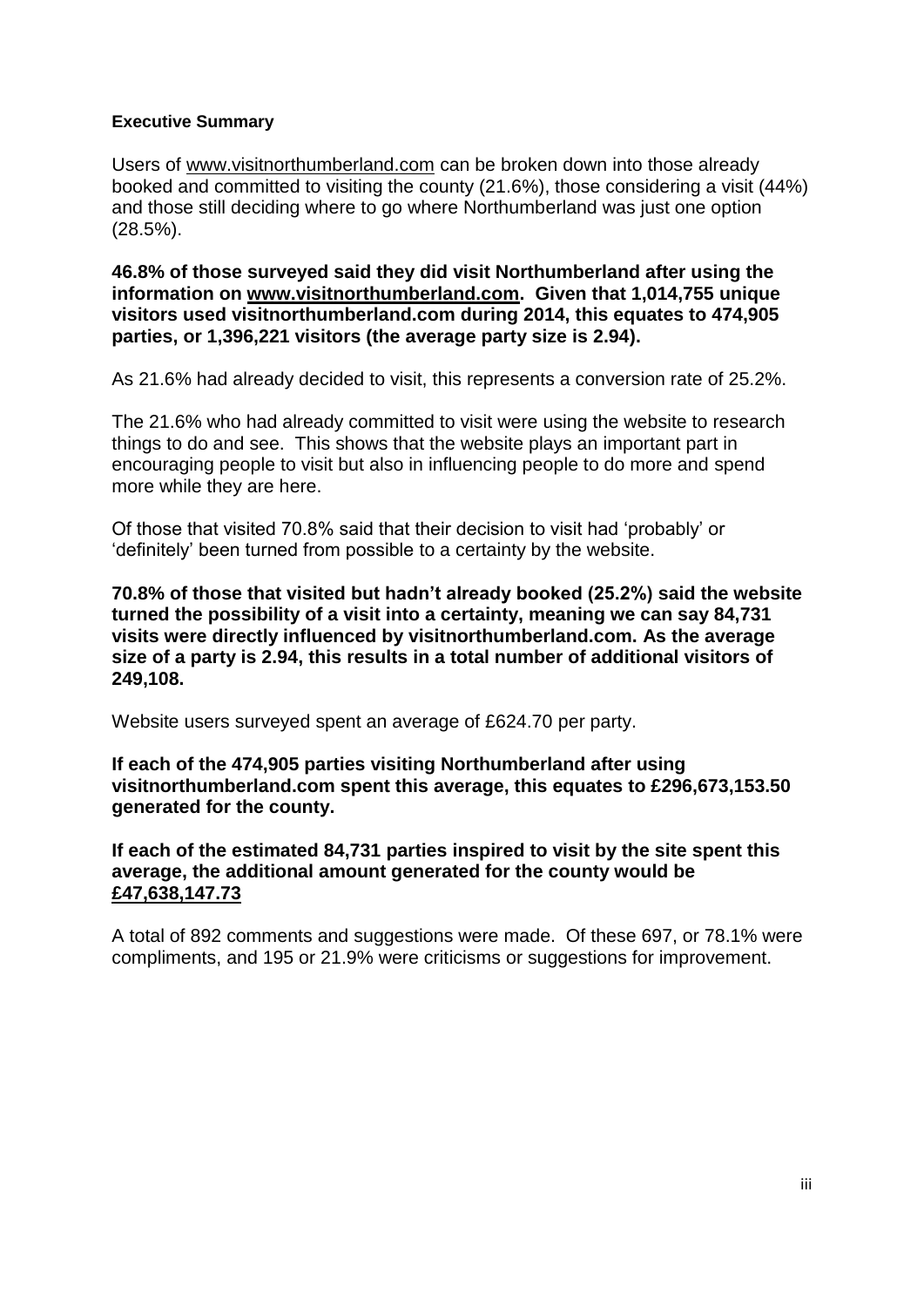**Executive Summary**

Users of www.visitnorthumberland.com can be broken down into those already booked and committed to visiting the county (21.6%), those considering a visit (44%) and those still deciding where to go where Northumberland was just one option (28.5%).

**46.8% of those surveyed said they did visit Northumberland after using the information on www.visitnorthumberland.com. Given that 1,014,755 unique visitors used visitnorthumberland.com during 2014, this equates to 474,905 parties, or 1,396,221 visitors (the average party size is 2.94).**

As 21.6% had already decided to visit, this represents a conversion rate of 25.2%.

The 21.6% who had already committed to visit were using the website to research things to do and see. This shows that the website plays an important part in encouraging people to visit but also in influencing people to do more and spend more while they are here.

Of those that visited 70.8% said that their decision to visit had 'probably' or 'definitely' been turned from possible to a certainty by the website.

**70.8% of those that visited but hadn't already booked (25.2%) said the website turned the possibility of a visit into a certainty, meaning we can say 84,731 visits were directly influenced by visitnorthumberland.com. As the average size of a party is 2.94, this results in a total number of additional visitors of 249,108.**

Website users surveyed spent an average of £624.70 per party.

**If each of the 474,905 parties visiting Northumberland after using visitnorthumberland.com spent this average, this equates to £296,673,153.50 generated for the county.**

**If each of the estimated 84,731 parties inspired to visit by the site spent this average, the additional amount generated for the county would be <u>£47,638,147.73</u>**

A total of 892 comments and suggestions were made. Of these 697, or 78.1% were compliments, and 195 or 21.9% were criticisms or suggestions for improvement.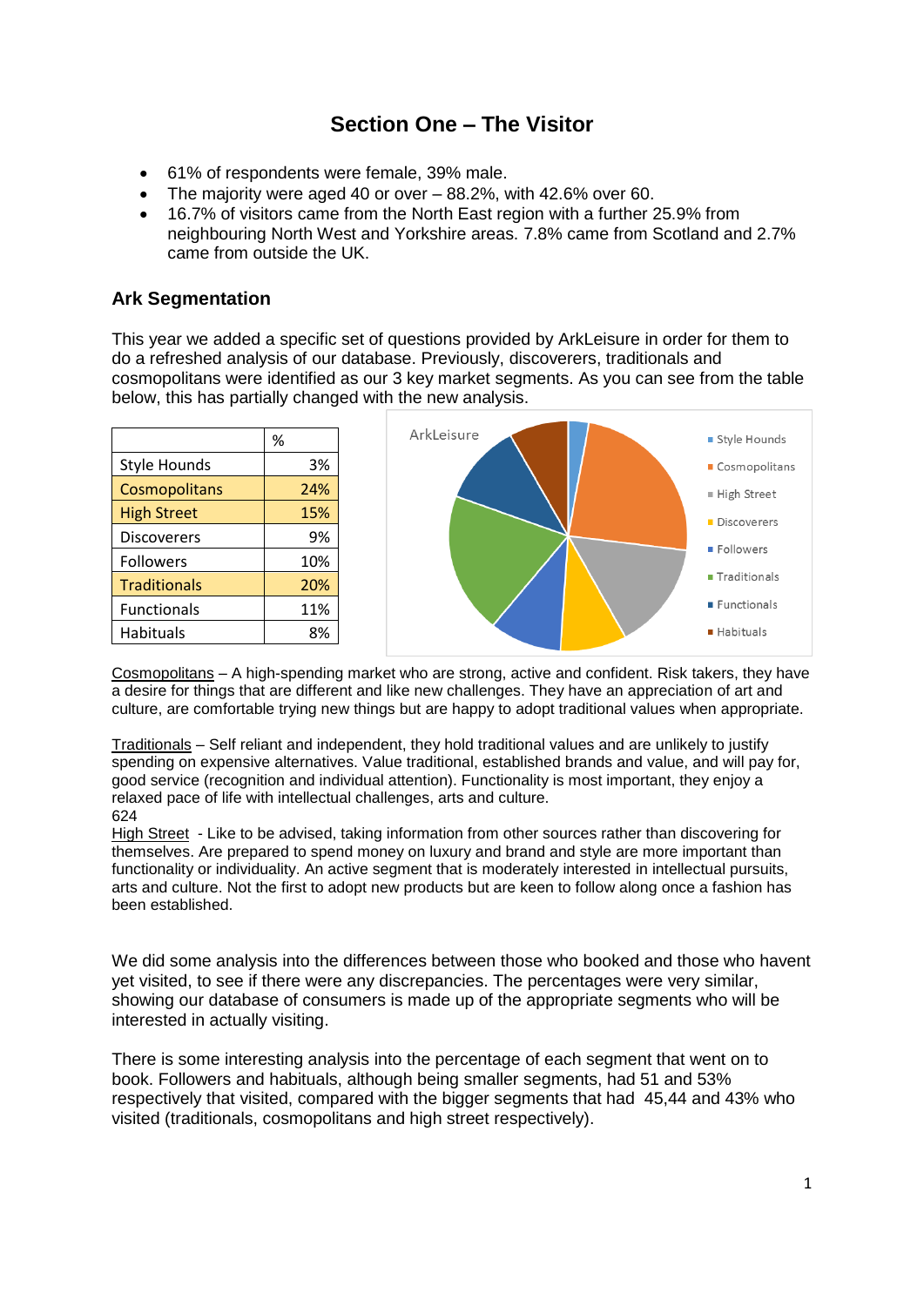# Section One – The Visitor

- 61% of respondents were female, 39% male.
- The majority were aged 40 or over – 88.2%, with 42.6% over 60.
- 16.7% of visitors came from the North East region with a further 25.9% from neighbouring North West and Yorkshire areas. 7.8% came from Scotland and 2.7% came from outside the UK.

## Ark Segmentation

This year we added a specific set of questions provided by ArkLeisure in order for them to do a refreshed analysis of our database. Previously, discoverers, traditionals and cosmopolitans were identified as our 3 key market segments. As you can see from the table below, this has partially changed with the new analysis.

| | % |
|---|---|
| Style Hounds | 3% |
| Cosmopolitans | 24% |
| High Street | 15% |
| Discoverers | 9% |
| Followers | 10% |
| Traditionals | 20% |
| Functionals | 11% |
| Habituals | 8% |

ArkLeisure

Style Hounds, Cosmopolitans, High Street, Discoverers, Followers, Traditionals, Functionals, Habituals

Cosmopolitans – A high-spending market who are strong, active and confident. Risk takers, they have a desire for things that are different and like new challenges. They have an appreciation of art and culture, are comfortable trying new things but are happy to adopt traditional values when appropriate.

Traditionals – Self reliant and independent, they hold traditional values and are unlikely to justify spending on expensive alternatives. Value traditional, established brands and value, and will pay for, good service (recognition and individual attention). Functionality is most important, they enjoy a relaxed pace of life with intellectual challenges, arts and culture.
624

High Street - Like to be advised, taking information from other sources rather than discovering for themselves. Are prepared to spend money on luxury and brand and style are more important than functionality or individuality. An active segment that is moderately interested in intellectual pursuits, arts and culture. Not the first to adopt new products but are keen to follow along once a fashion has been established.

We did some analysis into the differences between those who booked and those who havent yet visited, to see if there were any discrepancies. The percentages were very similar, showing our database of consumers is made up of the appropriate segments who will be interested in actually visiting.

There is some interesting analysis into the percentage of each segment that went on to book. Followers and habituals, although being smaller segments, had 51 and 53% respectively that visited, compared with the bigger segments that had 45,44 and 43% who visited (traditionals, cosmopolitans and high street respectively).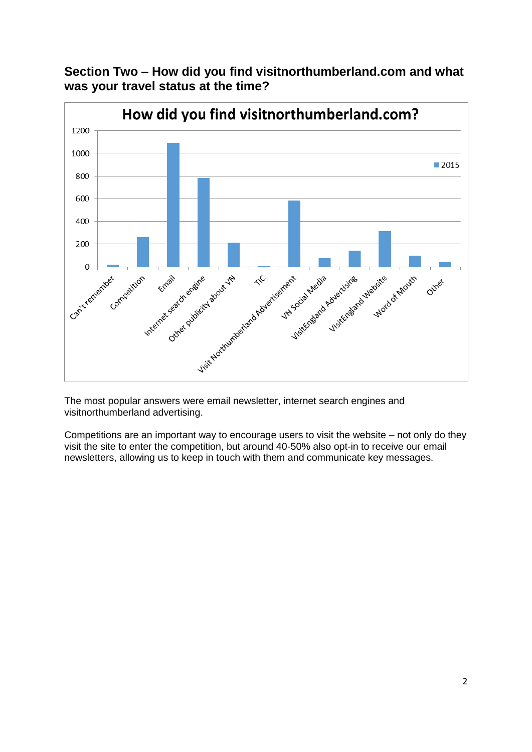## Section Two – How did you find visitnorthumberland.com and what was your travel status at the time?

The most popular answers were email newsletter, internet search engines and visitnorthumberland advertising.

Competitions are an important way to encourage users to visit the website – not only do they visit the site to enter the competition, but around 40-50% also opt-in to receive our email newsletters, allowing us to keep in touch with them and communicate key messages.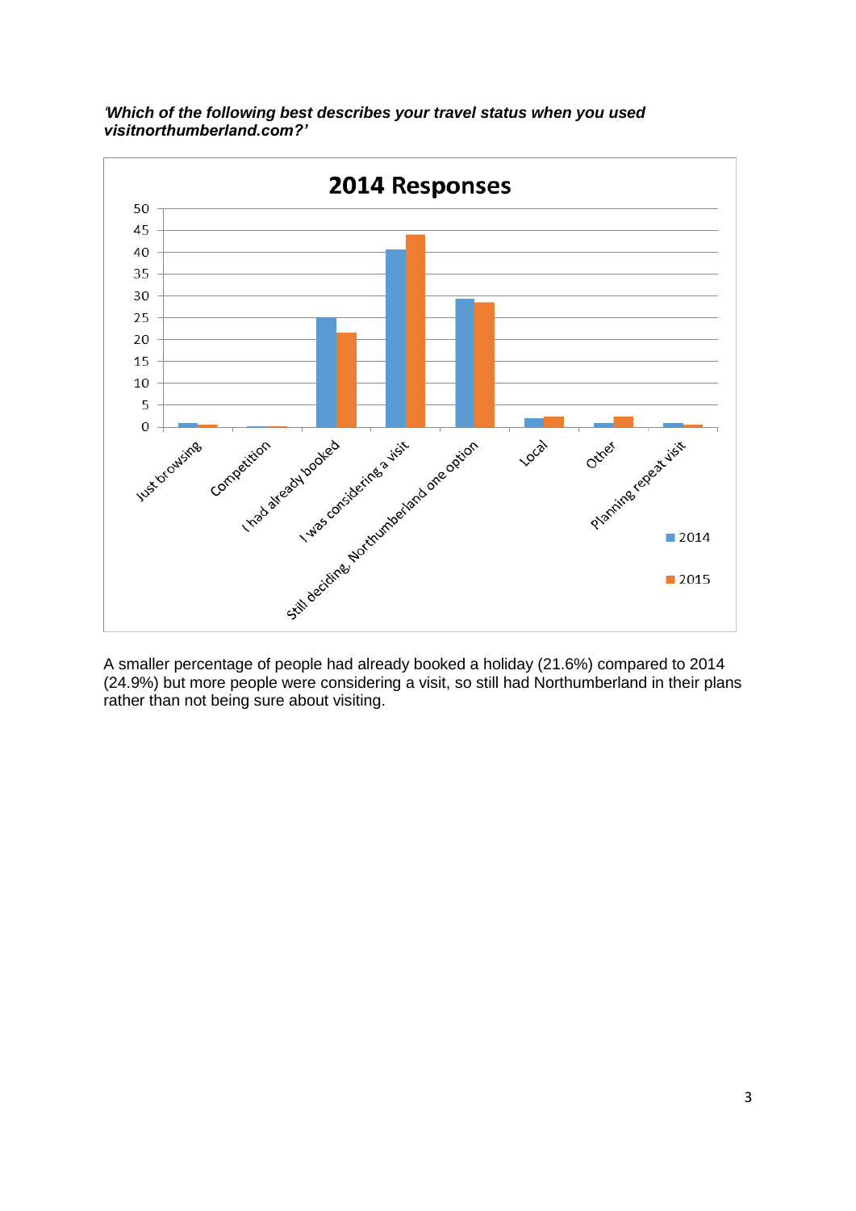*'Which of the following best describes your travel status when you used visitnorthumberland.com?'*

A smaller percentage of people had already booked a holiday (21.6%) compared to 2014 (24.9%) but more people were considering a visit, so still had Northumberland in their plans rather than not being sure about visiting.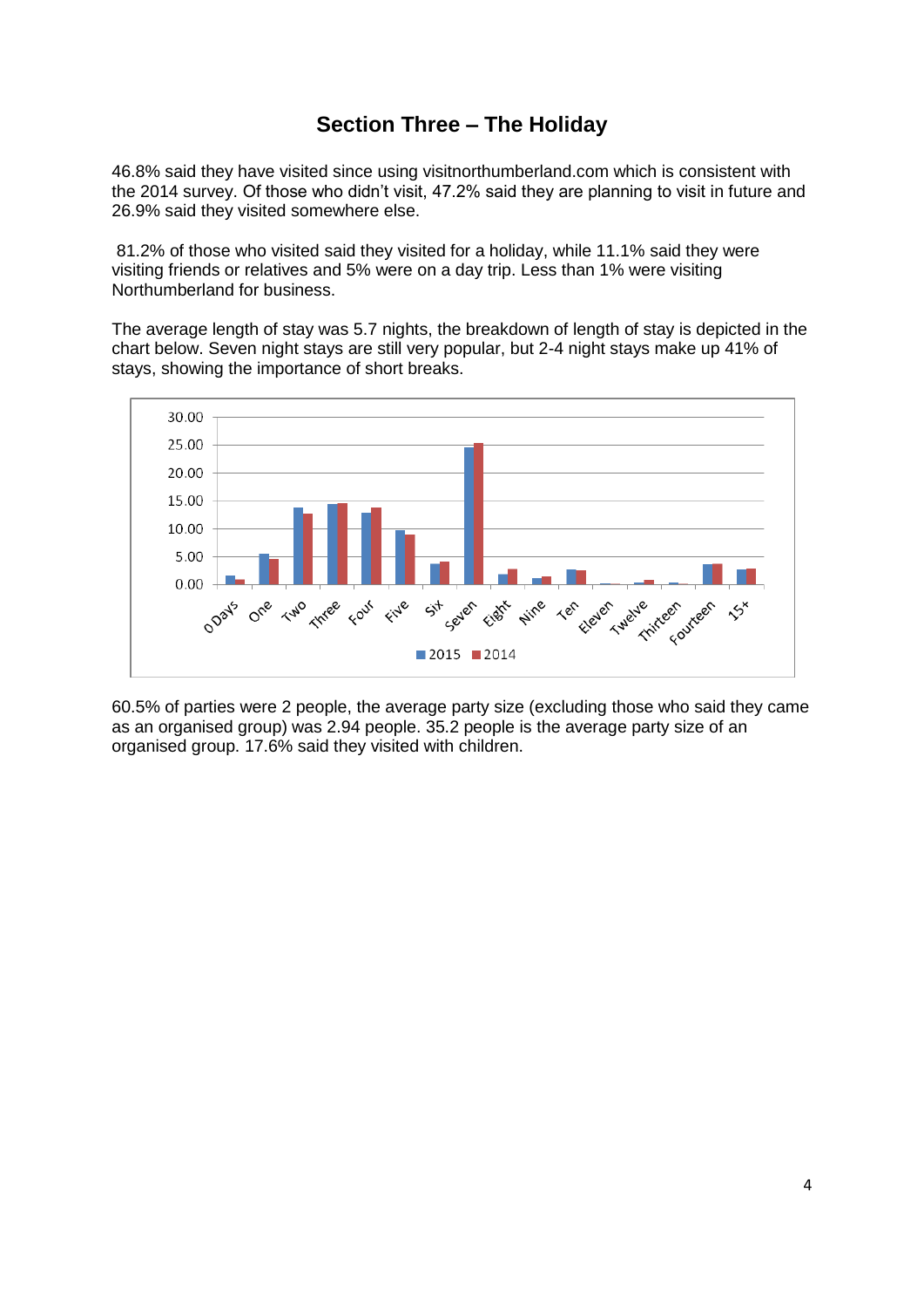## Section Three – The Holiday

46.8% said they have visited since using visitnorthumberland.com which is consistent with the 2014 survey. Of those who didn't visit, 47.2% said they are planning to visit in future and 26.9% said they visited somewhere else.

81.2% of those who visited said they visited for a holiday, while 11.1% said they were visiting friends or relatives and 5% were on a day trip. Less than 1% were visiting Northumberland for business.

The average length of stay was 5.7 nights, the breakdown of length of stay is depicted in the chart below. Seven night stays are still very popular, but 2-4 night stays make up 41% of stays, showing the importance of short breaks.

60.5% of parties were 2 people, the average party size (excluding those who said they came as an organised group) was 2.94 people. 35.2 people is the average party size of an organised group. 17.6% said they visited with children.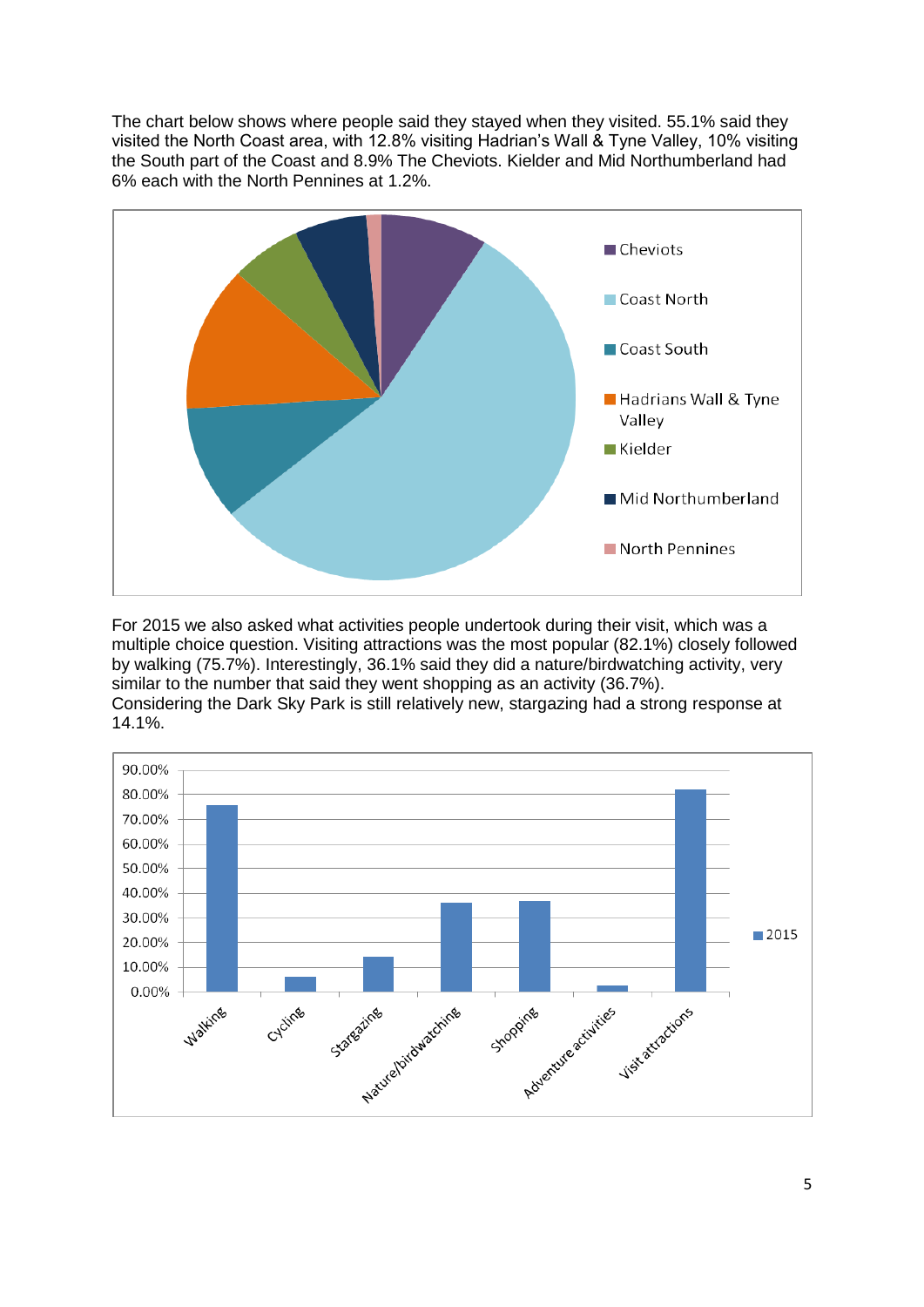The chart below shows where people said they stayed when they visited. 55.1% said they visited the North Coast area, with 12.8% visiting Hadrian's Wall & Tyne Valley, 10% visiting the South part of the Coast and 8.9% The Cheviots. Kielder and Mid Northumberland had 6% each with the North Pennines at 1.2%.

For 2015 we also asked what activities people undertook during their visit, which was a multiple choice question. Visiting attractions was the most popular (82.1%) closely followed by walking (75.7%). Interestingly, 36.1% said they did a nature/birdwatching activity, very similar to the number that said they went shopping as an activity (36.7%).
Considering the Dark Sky Park is still relatively new, stargazing had a strong response at 14.1%.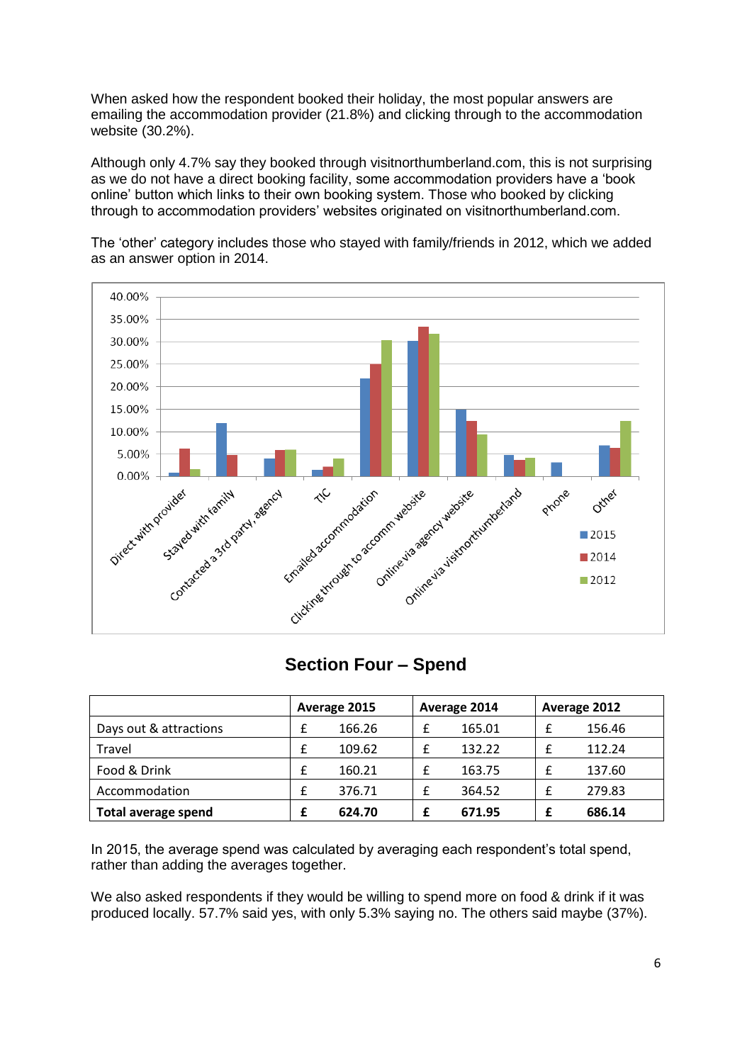When asked how the respondent booked their holiday, the most popular answers are emailing the accommodation provider (21.8%) and clicking through to the accommodation website (30.2%).

Although only 4.7% say they booked through visitnorthumberland.com, this is not surprising as we do not have a direct booking facility, some accommodation providers have a 'book online' button which links to their own booking system. Those who booked by clicking through to accommodation providers' websites originated on visitnorthumberland.com.

The 'other' category includes those who stayed with family/friends in 2012, which we added as an answer option in 2014.

## Section Four – Spend

| | Average 2015 | Average 2014 | Average 2012 |
|---|---|---|---|
| Days out & attractions | £ 166.26 | £ 165.01 | £ 156.46 |
| Travel | £ 109.62 | £ 132.22 | £ 112.24 |
| Food & Drink | £ 160.21 | £ 163.75 | £ 137.60 |
| Accommodation | £ 376.71 | £ 364.52 | £ 279.83 |
| **Total average spend** | **£ 624.70** | **£ 671.95** | **£ 686.14** |

In 2015, the average spend was calculated by averaging each respondent's total spend, rather than adding the averages together.

We also asked respondents if they would be willing to spend more on food & drink if it was produced locally. 57.7% said yes, with only 5.3% saying no. The others said maybe (37%).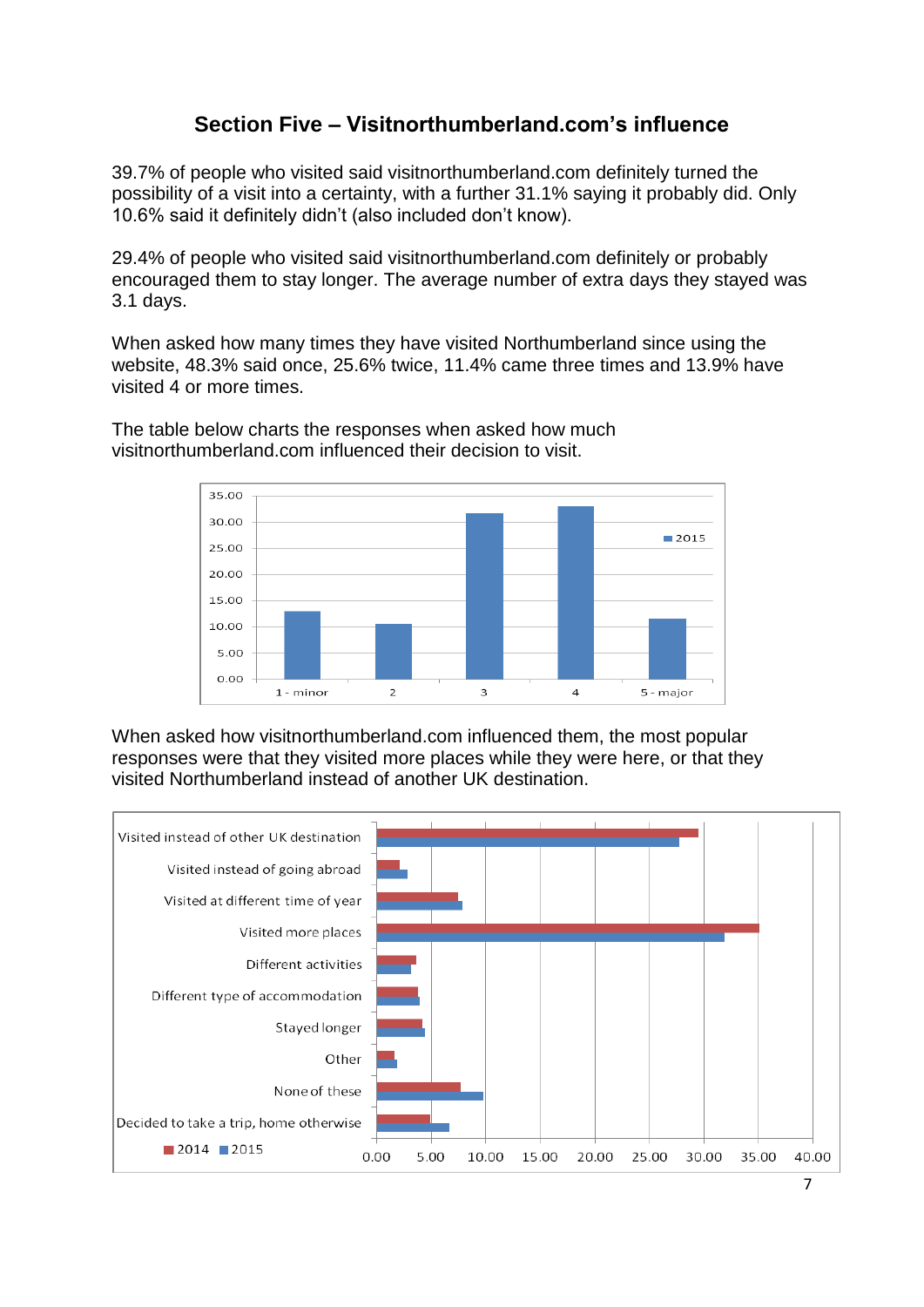## Section Five – Visitnorthumberland.com's influence

39.7% of people who visited said visitnorthumberland.com definitely turned the possibility of a visit into a certainty, with a further 31.1% saying it probably did. Only 10.6% said it definitely didn't (also included don't know).

29.4% of people who visited said visitnorthumberland.com definitely or probably encouraged them to stay longer. The average number of extra days they stayed was 3.1 days.

When asked how many times they have visited Northumberland since using the website, 48.3% said once, 25.6% twice, 11.4% came three times and 13.9% have visited 4 or more times.

The table below charts the responses when asked how much visitnorthumberland.com influenced their decision to visit.

When asked how visitnorthumberland.com influenced them, the most popular responses were that they visited more places while they were here, or that they visited Northumberland instead of another UK destination.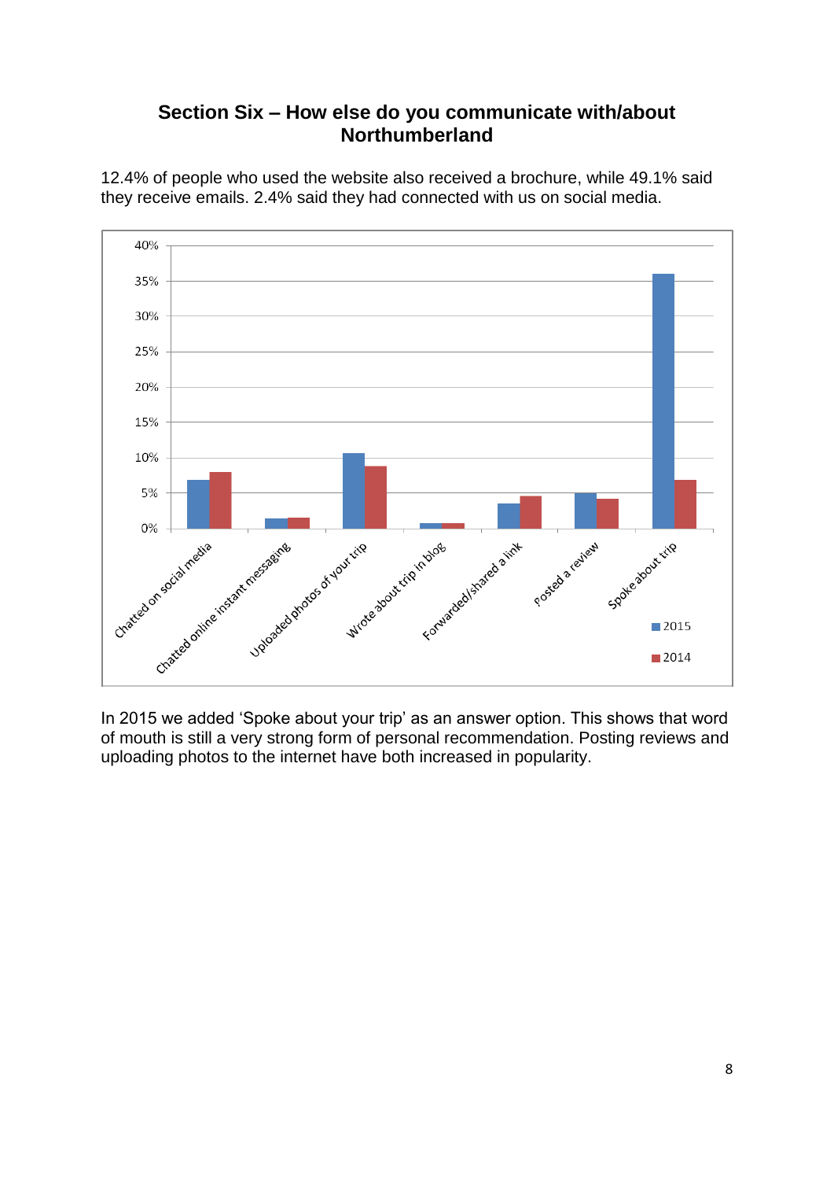## Section Six – How else do you communicate with/about Northumberland

12.4% of people who used the website also received a brochure, while 49.1% said they receive emails. 2.4% said they had connected with us on social media.

In 2015 we added 'Spoke about your trip' as an answer option. This shows that word of mouth is still a very strong form of personal recommendation. Posting reviews and uploading photos to the internet have both increased in popularity.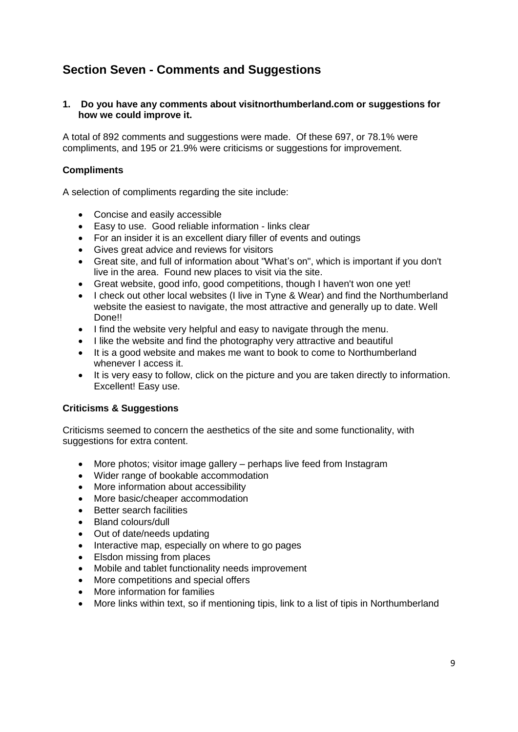## Section Seven - Comments and Suggestions

**1. Do you have any comments about visitnorthumberland.com or suggestions for how we could improve it.**

A total of 892 comments and suggestions were made. Of these 697, or 78.1% were compliments, and 195 or 21.9% were criticisms or suggestions for improvement.

### Compliments

A selection of compliments regarding the site include:

- Concise and easily accessible
- Easy to use. Good reliable information - links clear
- For an insider it is an excellent diary filler of events and outings
- Gives great advice and reviews for visitors
- Great site, and full of information about "What's on", which is important if you don't live in the area. Found new places to visit via the site.
- Great website, good info, good competitions, though I haven't won one yet!
- I check out other local websites (I live in Tyne & Wear) and find the Northumberland website the easiest to navigate, the most attractive and generally up to date. Well Done!!
- I find the website very helpful and easy to navigate through the menu.
- I like the website and find the photography very attractive and beautiful
- It is a good website and makes me want to book to come to Northumberland whenever I access it.
- It is very easy to follow, click on the picture and you are taken directly to information. Excellent! Easy use.

### Criticisms & Suggestions

Criticisms seemed to concern the aesthetics of the site and some functionality, with suggestions for extra content.

- More photos; visitor image gallery – perhaps live feed from Instagram
- Wider range of bookable accommodation
- More information about accessibility
- More basic/cheaper accommodation
- Better search facilities
- Bland colours/dull
- Out of date/needs updating
- Interactive map, especially on where to go pages
- Elsdon missing from places
- Mobile and tablet functionality needs improvement
- More competitions and special offers
- More information for families
- More links within text, so if mentioning tipis, link to a list of tipis in Northumberland